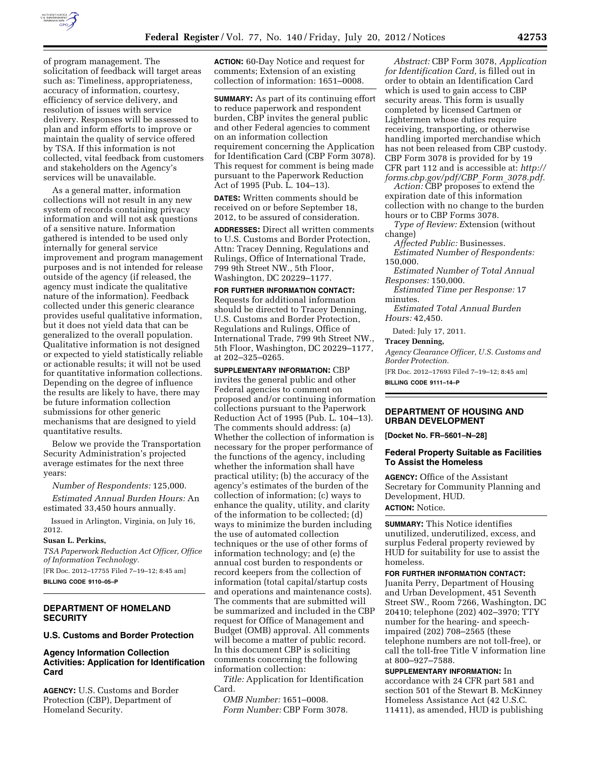of program management. The solicitation of feedback will target areas such as: Timeliness, appropriateness, accuracy of information, courtesy, efficiency of service delivery, and resolution of issues with service delivery. Responses will be assessed to plan and inform efforts to improve or maintain the quality of service offered by TSA. If this information is not collected, vital feedback from customers and stakeholders on the Agency's services will be unavailable.

As a general matter, information collections will not result in any new system of records containing privacy information and will not ask questions of a sensitive nature. Information gathered is intended to be used only internally for general service improvement and program management purposes and is not intended for release outside of the agency (if released, the agency must indicate the qualitative nature of the information). Feedback collected under this generic clearance provides useful qualitative information, but it does not yield data that can be generalized to the overall population. Qualitative information is not designed or expected to yield statistically reliable or actionable results; it will not be used for quantitative information collections. Depending on the degree of influence the results are likely to have, there may be future information collection submissions for other generic mechanisms that are designed to yield quantitative results.

Below we provide the Transportation Security Administration's projected average estimates for the next three years:

*Number of Respondents:* 125,000.

*Estimated Annual Burden Hours:* An estimated 33,450 hours annually.

Issued in Arlington, Virginia, on July 16, 2012.

**Susan L. Perkins,**

*TSA Paperwork Reduction Act Officer, Office of Information Technology.*

[FR Doc. 2012–17755 Filed 7–19–12; 8:45 am]

**BILLING CODE 9110–05–P**

## DEPARTMENT OF HOMELAND SECURITY

### U.S. Customs and Border Protection

### Agency Information Collection Activities: Application for Identification Card

**AGENCY:** U.S. Customs and Border Protection (CBP), Department of Homeland Security.

**ACTION:** 60-Day Notice and request for comments; Extension of an existing collection of information: 1651–0008.

**SUMMARY:** As part of its continuing effort to reduce paperwork and respondent burden, CBP invites the general public and other Federal agencies to comment on an information collection requirement concerning the Application for Identification Card (CBP Form 3078). This request for comment is being made pursuant to the Paperwork Reduction Act of 1995 (Pub. L. 104–13).

**DATES:** Written comments should be received on or before September 18, 2012, to be assured of consideration.

**ADDRESSES:** Direct all written comments to U.S. Customs and Border Protection, Attn: Tracey Denning, Regulations and Rulings, Office of International Trade, 799 9th Street NW., 5th Floor, Washington, DC 20229–1177.

**FOR FURTHER INFORMATION CONTACT:** Requests for additional information should be directed to Tracey Denning, U.S. Customs and Border Protection, Regulations and Rulings, Office of International Trade, 799 9th Street NW., 5th Floor, Washington, DC 20229–1177, at 202–325–0265.

**SUPPLEMENTARY INFORMATION:** CBP invites the general public and other Federal agencies to comment on proposed and/or continuing information collections pursuant to the Paperwork Reduction Act of 1995 (Pub. L. 104–13). The comments should address: (a) Whether the collection of information is necessary for the proper performance of the functions of the agency, including whether the information shall have practical utility; (b) the accuracy of the agency's estimates of the burden of the collection of information; (c) ways to enhance the quality, utility, and clarity of the information to be collected; (d) ways to minimize the burden including the use of automated collection techniques or the use of other forms of information technology; and (e) the annual cost burden to respondents or record keepers from the collection of information (total capital/startup costs and operations and maintenance costs). The comments that are submitted will be summarized and included in the CBP request for Office of Management and Budget (OMB) approval. All comments will become a matter of public record. In this document CBP is soliciting comments concerning the following information collection:

*Title:* Application for Identification Card.

*OMB Number:* 1651–0008.

*Form Number:* CBP Form 3078.

*Abstract:* CBP Form 3078, *Application for Identification Card,* is filled out in order to obtain an Identification Card which is used to gain access to CBP security areas. This form is usually completed by licensed Cartmen or Lightermen whose duties require receiving, transporting, or otherwise handling imported merchandise which has not been released from CBP custody. CBP Form 3078 is provided for by 19 CFR part 112 and is accessible at: *http://forms.cbp.gov/pdf/CBP_Form_3078.pdf.*

*Action:* CBP proposes to extend the expiration date of this information collection with no change to the burden hours or to CBP Forms 3078.

*Type of Review:* Extension (without change)

*Affected Public:* Businesses.

*Estimated Number of Respondents:* 150,000.

*Estimated Number of Total Annual Responses:* 150,000.

*Estimated Time per Response:* 17 minutes.

*Estimated Total Annual Burden Hours:* 42,450.

Dated: July 17, 2011.

**Tracey Denning,**

*Agency Clearance Officer, U.S. Customs and Border Protection.*

[FR Doc. 2012–17693 Filed 7–19–12; 8:45 am]

**BILLING CODE 9111–14–P**

## DEPARTMENT OF HOUSING AND URBAN DEVELOPMENT

**[Docket No. FR–5601–N–28]**

### Federal Property Suitable as Facilities To Assist the Homeless

**AGENCY:** Office of the Assistant Secretary for Community Planning and Development, HUD.

**ACTION:** Notice.

**SUMMARY:** This Notice identifies unutilized, underutilized, excess, and surplus Federal property reviewed by HUD for suitability for use to assist the homeless.

**FOR FURTHER INFORMATION CONTACT:** Juanita Perry, Department of Housing and Urban Development, 451 Seventh Street SW., Room 7266, Washington, DC 20410; telephone (202) 402–3970; TTY number for the hearing- and speech-impaired (202) 708–2565 (these telephone numbers are not toll-free), or call the toll-free Title V information line at 800–927–7588.

**SUPPLEMENTARY INFORMATION:** In accordance with 24 CFR part 581 and section 501 of the Stewart B. McKinney Homeless Assistance Act (42 U.S.C. 11411), as amended, HUD is publishing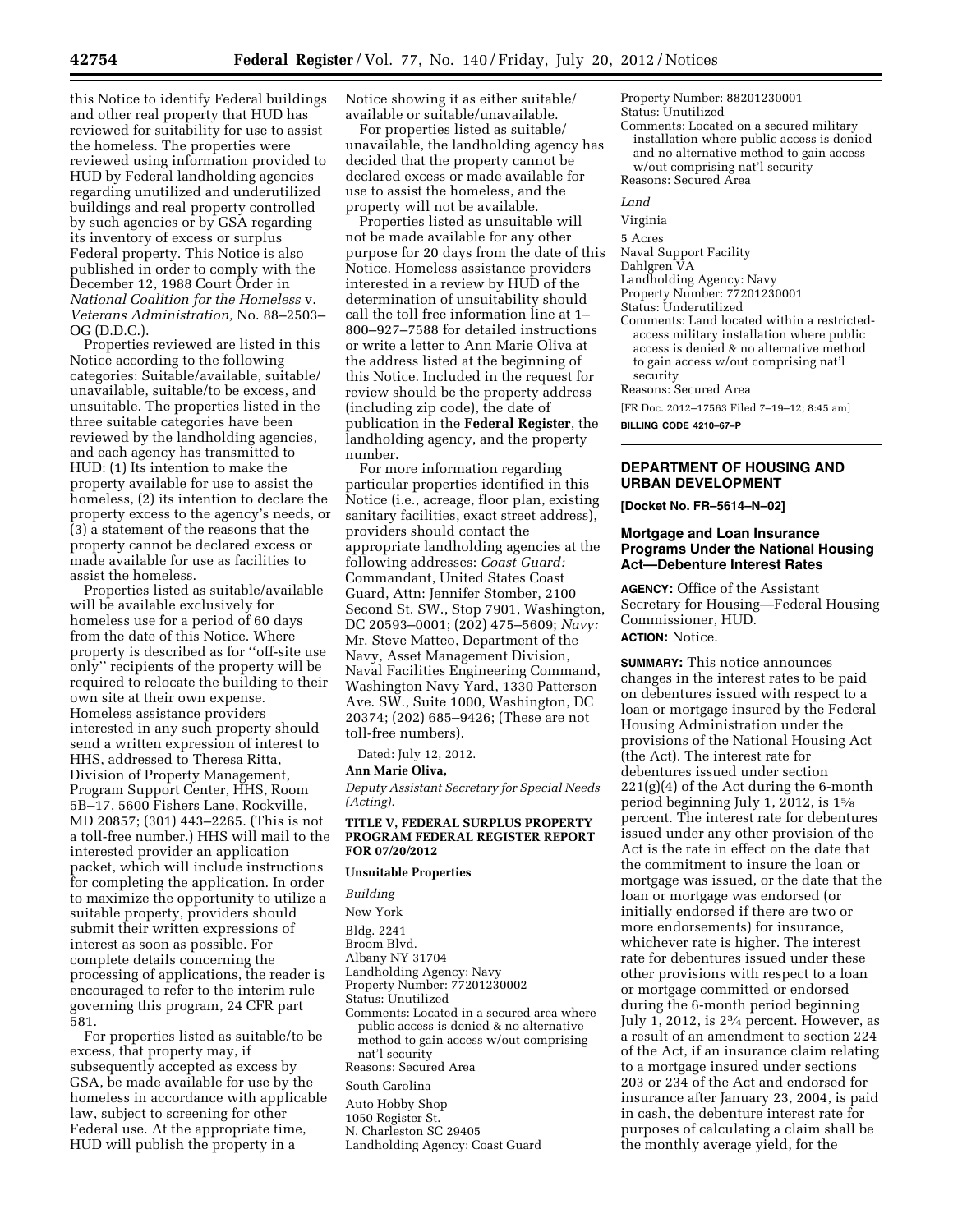this Notice to identify Federal buildings and other real property that HUD has reviewed for suitability for use to assist the homeless. The properties were reviewed using information provided to HUD by Federal landholding agencies regarding unutilized and underutilized buildings and real property controlled by such agencies or by GSA regarding its inventory of excess or surplus Federal property. This Notice is also published in order to comply with the December 12, 1988 Court Order in *National Coalition for the Homeless* v. *Veterans Administration,* No. 88–2503–OG (D.D.C.).

Properties reviewed are listed in this Notice according to the following categories: Suitable/available, suitable/unavailable, suitable/to be excess, and unsuitable. The properties listed in the three suitable categories have been reviewed by the landholding agencies, and each agency has transmitted to HUD: (1) Its intention to make the property available for use to assist the homeless, (2) its intention to declare the property excess to the agency's needs, or (3) a statement of the reasons that the property cannot be declared excess or made available for use as facilities to assist the homeless.

Properties listed as suitable/available will be available exclusively for homeless use for a period of 60 days from the date of this Notice. Where property is described as for ''off-site use only'' recipients of the property will be required to relocate the building to their own site at their own expense. Homeless assistance providers interested in any such property should send a written expression of interest to HHS, addressed to Theresa Ritta, Division of Property Management, Program Support Center, HHS, Room 5B–17, 5600 Fishers Lane, Rockville, MD 20857; (301) 443–2265. (This is not a toll-free number.) HHS will mail to the interested provider an application packet, which will include instructions for completing the application. In order to maximize the opportunity to utilize a suitable property, providers should submit their written expressions of interest as soon as possible. For complete details concerning the processing of applications, the reader is encouraged to refer to the interim rule governing this program, 24 CFR part 581.

For properties listed as suitable/to be excess, that property may, if subsequently accepted as excess by GSA, be made available for use by the homeless in accordance with applicable law, subject to screening for other Federal use. At the appropriate time, HUD will publish the property in a Notice showing it as either suitable/available or suitable/unavailable.

For properties listed as suitable/unavailable, the landholding agency has decided that the property cannot be declared excess or made available for use to assist the homeless, and the property will not be available.

Properties listed as unsuitable will not be made available for any other purpose for 20 days from the date of this Notice. Homeless assistance providers interested in a review by HUD of the determination of unsuitability should call the toll free information line at 1–800–927–7588 for detailed instructions or write a letter to Ann Marie Oliva at the address listed at the beginning of this Notice. Included in the request for review should be the property address (including zip code), the date of publication in the **Federal Register**, the landholding agency, and the property number.

For more information regarding particular properties identified in this Notice (i.e., acreage, floor plan, existing sanitary facilities, exact street address), providers should contact the appropriate landholding agencies at the following addresses: *Coast Guard:* Commandant, United States Coast Guard, Attn: Jennifer Stomber, 2100 Second St. SW., Stop 7901, Washington, DC 20593–0001; (202) 475–5609; *Navy:* Mr. Steve Matteo, Department of the Navy, Asset Management Division, Naval Facilities Engineering Command, Washington Navy Yard, 1330 Patterson Ave. SW., Suite 1000, Washington, DC 20374; (202) 685–9426; (These are not toll-free numbers).

Dated: July 12, 2012.

**Ann Marie Oliva,**

*Deputy Assistant Secretary for Special Needs (Acting).*

**TITLE V, FEDERAL SURPLUS PROPERTY PROGRAM FEDERAL REGISTER REPORT FOR 07/20/2012**

**Unsuitable Properties**

*Building*

New York

Bldg. 2241
Broom Blvd.
Albany NY 31704
Landholding Agency: Navy
Property Number: 77201230002
Status: Unutilized
Comments: Located in a secured area where public access is denied & no alternative method to gain access w/out comprising nat'l security
Reasons: Secured Area

South Carolina

Auto Hobby Shop
1050 Register St.
N. Charleston SC 29405
Landholding Agency: Coast Guard
Property Number: 88201230001
Status: Unutilized
Comments: Located on a secured military installation where public access is denied and no alternative method to gain access w/out comprising nat'l security
Reasons: Secured Area

*Land*

Virginia

5 Acres
Naval Support Facility
Dahlgren VA
Landholding Agency: Navy
Property Number: 77201230001
Status: Underutilized
Comments: Land located within a restricted-access military installation where public access is denied & no alternative method to gain access w/out comprising nat'l security
Reasons: Secured Area

[FR Doc. 2012–17563 Filed 7–19–12; 8:45 am]

**BILLING CODE 4210–67–P**

## DEPARTMENT OF HOUSING AND URBAN DEVELOPMENT

**[Docket No. FR–5614–N–02]**

### Mortgage and Loan Insurance Programs Under the National Housing Act—Debenture Interest Rates

**AGENCY:** Office of the Assistant Secretary for Housing—Federal Housing Commissioner, HUD.

**ACTION:** Notice.

**SUMMARY:** This notice announces changes in the interest rates to be paid on debentures issued with respect to a loan or mortgage insured by the Federal Housing Administration under the provisions of the National Housing Act (the Act). The interest rate for debentures issued under section 221(g)(4) of the Act during the 6-month period beginning July 1, 2012, is 1⅝ percent. The interest rate for debentures issued under any other provision of the Act is the rate in effect on the date that the commitment to insure the loan or mortgage was issued, or the date that the loan or mortgage was endorsed (or initially endorsed if there are two or more endorsements) for insurance, whichever rate is higher. The interest rate for debentures issued under these other provisions with respect to a loan or mortgage committed or endorsed during the 6-month period beginning July 1, 2012, is 2¾ percent. However, as a result of an amendment to section 224 of the Act, if an insurance claim relating to a mortgage insured under sections 203 or 234 of the Act and endorsed for insurance after January 23, 2004, is paid in cash, the debenture interest rate for purposes of calculating a claim shall be the monthly average yield, for the